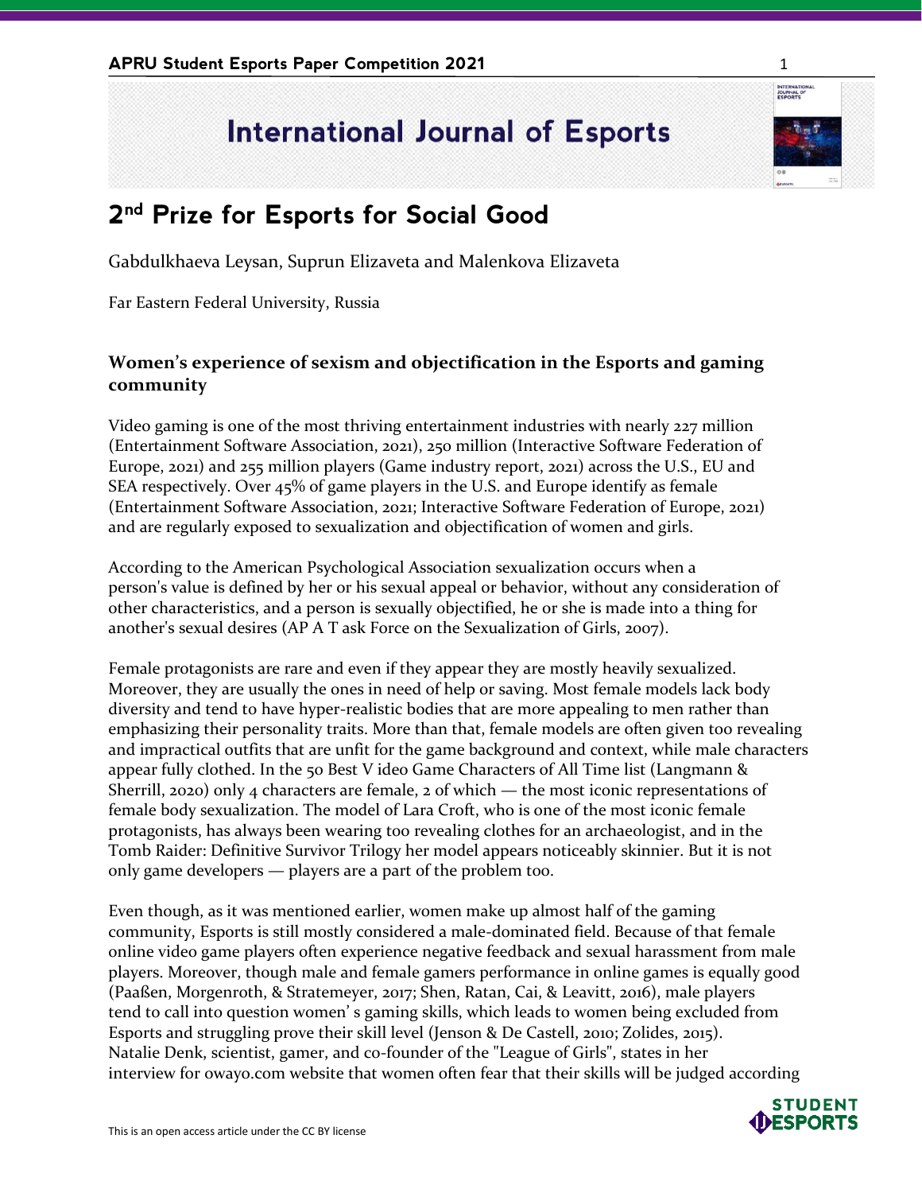# International Journal of Esports

## 2nd Prize for Esports for Social Good

Gabdulkhaeva Leysan, Suprun Elizaveta and Malenkova Elizaveta

Far Eastern Federal University, Russia

### Women's experience of sexism and objectification in the Esports and gaming community

Video gaming is one of the most thriving entertainment industries with nearly 227 million (Entertainment Software Association, 2021), 250 million (Interactive Software Federation of Europe, 2021) and 255 million players (Game industry report, 2021) across the U.S., EU and SEA respectively. Over 45% of game players in the U.S. and Europe identify as female (Entertainment Software Association, 2021; Interactive Software Federation of Europe, 2021) and are regularly exposed to sexualization and objectification of women and girls.

According to the American Psychological Association sexualization occurs when a person's value is defined by her or his sexual appeal or behavior, without any consideration of other characteristics, and a person is sexually objectified, he or she is made into a thing for another's sexual desires (AP A T ask Force on the Sexualization of Girls, 2007).

Female protagonists are rare and even if they appear they are mostly heavily sexualized. Moreover, they are usually the ones in need of help or saving. Most female models lack body diversity and tend to have hyper-realistic bodies that are more appealing to men rather than emphasizing their personality traits. More than that, female models are often given too revealing and impractical outfits that are unfit for the game background and context, while male characters appear fully clothed. In the 50 Best V ideo Game Characters of All Time list (Langmann & Sherrill, 2020) only 4 characters are female, 2 of which — the most iconic representations of female body sexualization. The model of Lara Croft, who is one of the most iconic female protagonists, has always been wearing too revealing clothes for an archaeologist, and in the Tomb Raider: Definitive Survivor Trilogy her model appears noticeably skinnier. But it is not only game developers — players are a part of the problem too.

Even though, as it was mentioned earlier, women make up almost half of the gaming community, Esports is still mostly considered a male-dominated field. Because of that female online video game players often experience negative feedback and sexual harassment from male players. Moreover, though male and female gamers performance in online games is equally good (Paaßen, Morgenroth, & Stratemeyer, 2017; Shen, Ratan, Cai, & Leavitt, 2016), male players tend to call into question women' s gaming skills, which leads to women being excluded from Esports and struggling prove their skill level (Jenson & De Castell, 2010; Zolides, 2015). Natalie Denk, scientist, gamer, and co-founder of the "League of Girls", states in her interview for owayo.com website that women often fear that their skills will be judged according

This is an open access article under the CC BY license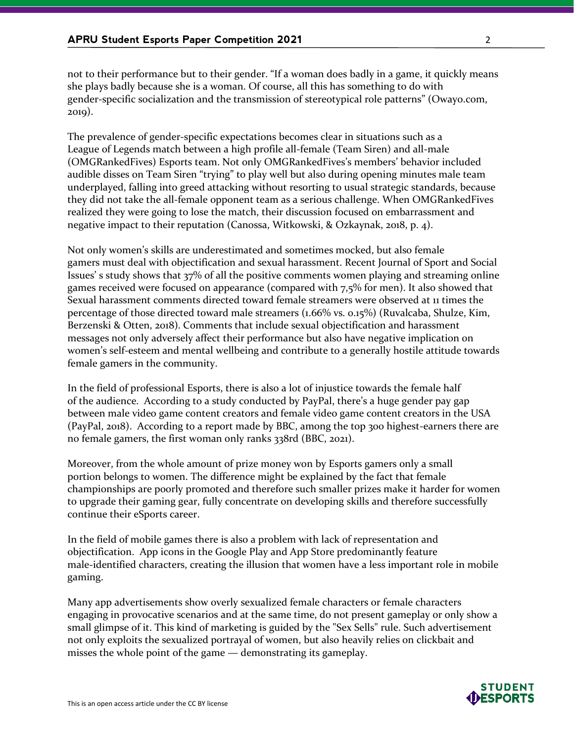not to their performance but to their gender. “If a woman does badly in a game, it quickly means she plays badly because she is a woman. Of course, all this has something to do with gender-specific socialization and the transmission of stereotypical role patterns” (Owayo.com, 2019).

The prevalence of gender-specific expectations becomes clear in situations such as a League of Legends match between a high profile all-female (Team Siren) and all-male (OMGRankedFives) Esports team. Not only OMGRankedFives's members' behavior included audible disses on Team Siren “trying” to play well but also during opening minutes male team underplayed, falling into greed attacking without resorting to usual strategic standards, because they did not take the all-female opponent team as a serious challenge. When OMGRankedFives realized they were going to lose the match, their discussion focused on embarrassment and negative impact to their reputation (Canossa, Witkowski, & Ozkaynak, 2018, p. 4).

Not only women's skills are underestimated and sometimes mocked, but also female gamers must deal with objectification and sexual harassment. Recent Journal of Sport and Social Issues' s study shows that 37% of all the positive comments women playing and streaming online games received were focused on appearance (compared with 7,5% for men). It also showed that Sexual harassment comments directed toward female streamers were observed at 11 times the percentage of those directed toward male streamers (1.66% vs. 0.15%) (Ruvalcaba, Shulze, Kim, Berzenski & Otten, 2018). Comments that include sexual objectification and harassment messages not only adversely affect their performance but also have negative implication on women's self-esteem and mental wellbeing and contribute to a generally hostile attitude towards female gamers in the community.

In the field of professional Esports, there is also a lot of injustice towards the female half of the audience. According to a study conducted by PayPal, there's a huge gender pay gap between male video game content creators and female video game content creators in the USA (PayPal, 2018). According to a report made by BBC, among the top 300 highest-earners there are no female gamers, the first woman only ranks 338rd (BBC, 2021).

Moreover, from the whole amount of prize money won by Esports gamers only a small portion belongs to women. The difference might be explained by the fact that female championships are poorly promoted and therefore such smaller prizes make it harder for women to upgrade their gaming gear, fully concentrate on developing skills and therefore successfully continue their eSports career.

In the field of mobile games there is also a problem with lack of representation and objectification. App icons in the Google Play and App Store predominantly feature male-identified characters, creating the illusion that women have a less important role in mobile gaming.

Many app advertisements show overly sexualized female characters or female characters engaging in provocative scenarios and at the same time, do not present gameplay or only show a small glimpse of it. This kind of marketing is guided by the "Sex Sells" rule. Such advertisement not only exploits the sexualized portrayal of women, but also heavily relies on clickbait and misses the whole point of the game — demonstrating its gameplay.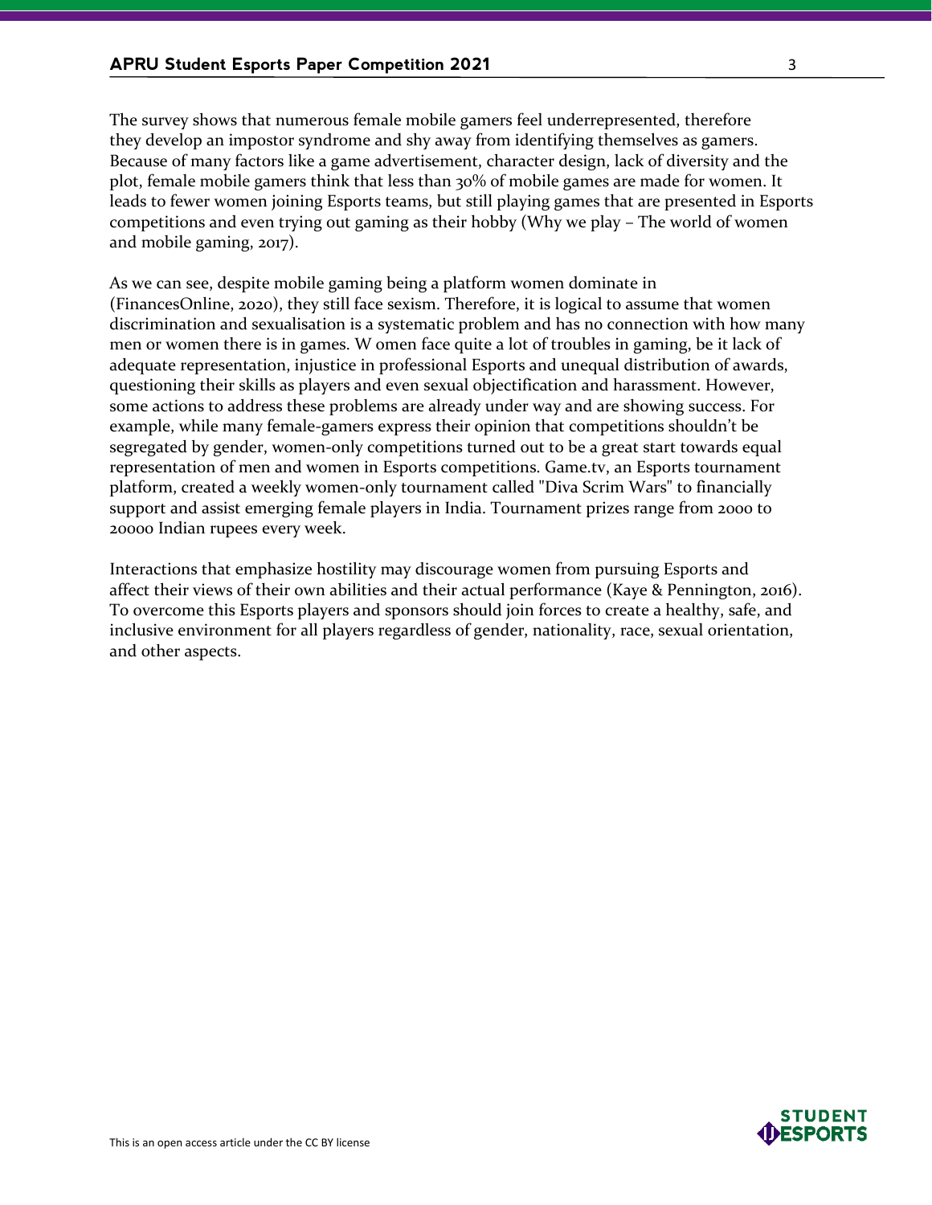The survey shows that numerous female mobile gamers feel underrepresented, therefore they develop an impostor syndrome and shy away from identifying themselves as gamers. Because of many factors like a game advertisement, character design, lack of diversity and the plot, female mobile gamers think that less than 30% of mobile games are made for women. It leads to fewer women joining Esports teams, but still playing games that are presented in Esports competitions and even trying out gaming as their hobby (Why we play – The world of women and mobile gaming, 2017).

As we can see, despite mobile gaming being a platform women dominate in (FinancesOnline, 2020), they still face sexism. Therefore, it is logical to assume that women discrimination and sexualisation is a systematic problem and has no connection with how many men or women there is in games. W omen face quite a lot of troubles in gaming, be it lack of adequate representation, injustice in professional Esports and unequal distribution of awards, questioning their skills as players and even sexual objectification and harassment. However, some actions to address these problems are already under way and are showing success. For example, while many female-gamers express their opinion that competitions shouldn't be segregated by gender, women-only competitions turned out to be a great start towards equal representation of men and women in Esports competitions. Game.tv, an Esports tournament platform, created a weekly women-only tournament called "Diva Scrim Wars" to financially support and assist emerging female players in India. Tournament prizes range from 2000 to 20000 Indian rupees every week.

Interactions that emphasize hostility may discourage women from pursuing Esports and affect their views of their own abilities and their actual performance (Kaye & Pennington, 2016). To overcome this Esports players and sponsors should join forces to create a healthy, safe, and inclusive environment for all players regardless of gender, nationality, race, sexual orientation, and other aspects.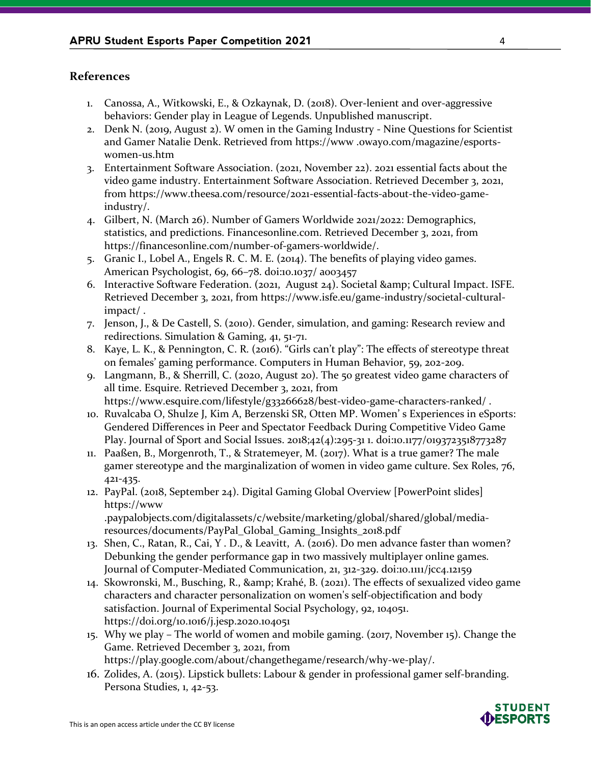## References

1. Canossa, A., Witkowski, E., & Ozkaynak, D. (2018). Over-lenient and over-aggressive behaviors: Gender play in League of Legends. Unpublished manuscript.
2. Denk N. (2019, August 2). W omen in the Gaming Industry - Nine Questions for Scientist and Gamer Natalie Denk. Retrieved from https://www .owayo.com/magazine/esports-women-us.htm
3. Entertainment Software Association. (2021, November 22). 2021 essential facts about the video game industry. Entertainment Software Association. Retrieved December 3, 2021, from https://www.theesa.com/resource/2021-essential-facts-about-the-video-game-industry/.
4. Gilbert, N. (March 26). Number of Gamers Worldwide 2021/2022: Demographics, statistics, and predictions. Financesonline.com. Retrieved December 3, 2021, from https://financesonline.com/number-of-gamers-worldwide/.
5. Granic I., Lobel A., Engels R. C. M. E. (2014). The benefits of playing video games. American Psychologist, 69, 66–78. doi:10.1037/ a003457
6. Interactive Software Federation. (2021, August 24). Societal &amp; Cultural Impact. ISFE. Retrieved December 3, 2021, from https://www.isfe.eu/game-industry/societal-cultural-impact/ .
7. Jenson, J., & De Castell, S. (2010). Gender, simulation, and gaming: Research review and redirections. Simulation & Gaming, 41, 51-71.
8. Kaye, L. K., & Pennington, C. R. (2016). "Girls can't play": The effects of stereotype threat on females' gaming performance. Computers in Human Behavior, 59, 202-209.
9. Langmann, B., & Sherrill, C. (2020, August 20). The 50 greatest video game characters of all time. Esquire. Retrieved December 3, 2021, from https://www.esquire.com/lifestyle/g33266628/best-video-game-characters-ranked/ .
10. Ruvalcaba O, Shulze J, Kim A, Berzenski SR, Otten MP. Women' s Experiences in eSports: Gendered Differences in Peer and Spectator Feedback During Competitive Video Game Play. Journal of Sport and Social Issues. 2018;42(4):295-31 1. doi:10.1177/0193723518773287
11. Paaßen, B., Morgenroth, T., & Stratemeyer, M. (2017). What is a true gamer? The male gamer stereotype and the marginalization of women in video game culture. Sex Roles, 76, 421-435.
12. PayPal. (2018, September 24). Digital Gaming Global Overview [PowerPoint slides] https://www .paypalobjects.com/digitalassets/c/website/marketing/global/shared/global/media-resources/documents/PayPal_Global_Gaming_Insights_2018.pdf
13. Shen, C., Ratan, R., Cai, Y . D., & Leavitt, A. (2016). Do men advance faster than women? Debunking the gender performance gap in two massively multiplayer online games. Journal of Computer-Mediated Communication, 21, 312-329. doi:10.1111/jcc4.12159
14. Skowronski, M., Busching, R., &amp; Krahé, B. (2021). The effects of sexualized video game characters and character personalization on women's self-objectification and body satisfaction. Journal of Experimental Social Psychology, 92, 104051. https://doi.org/10.1016/j.jesp.2020.104051
15. Why we play – The world of women and mobile gaming. (2017, November 15). Change the Game. Retrieved December 3, 2021, from https://play.google.com/about/changethegame/research/why-we-play/.
16. Zolides, A. (2015). Lipstick bullets: Labour & gender in professional gamer self-branding. Persona Studies, 1, 42-53.

This is an open access article under the CC BY license